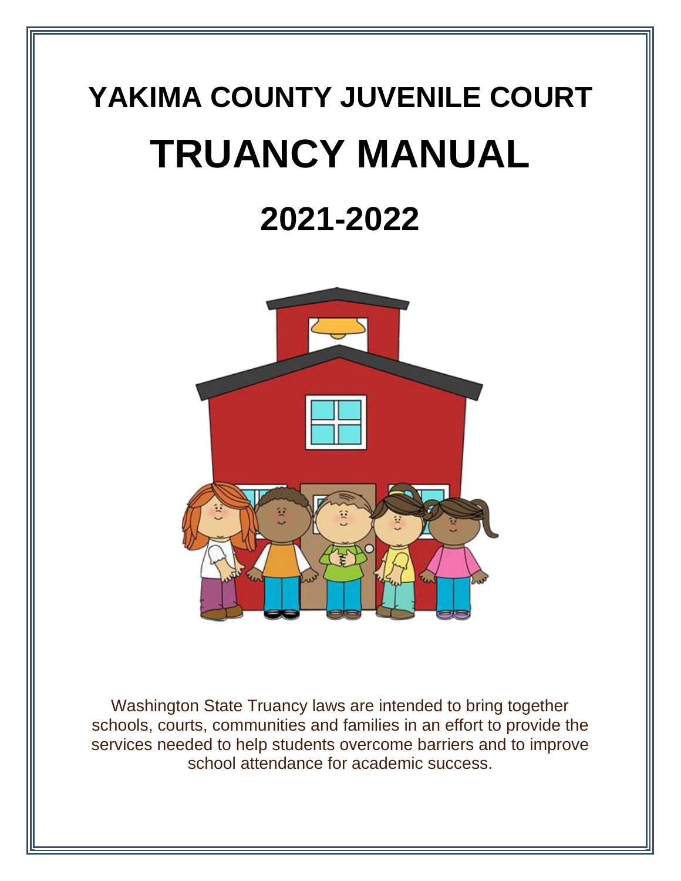# YAKIMA COUNTY JUVENILE COURT

# TRUANCY MANUAL

## 2021-2022

Washington State Truancy laws are intended to bring together schools, courts, communities and families in an effort to provide the services needed to help students overcome barriers and to improve school attendance for academic success.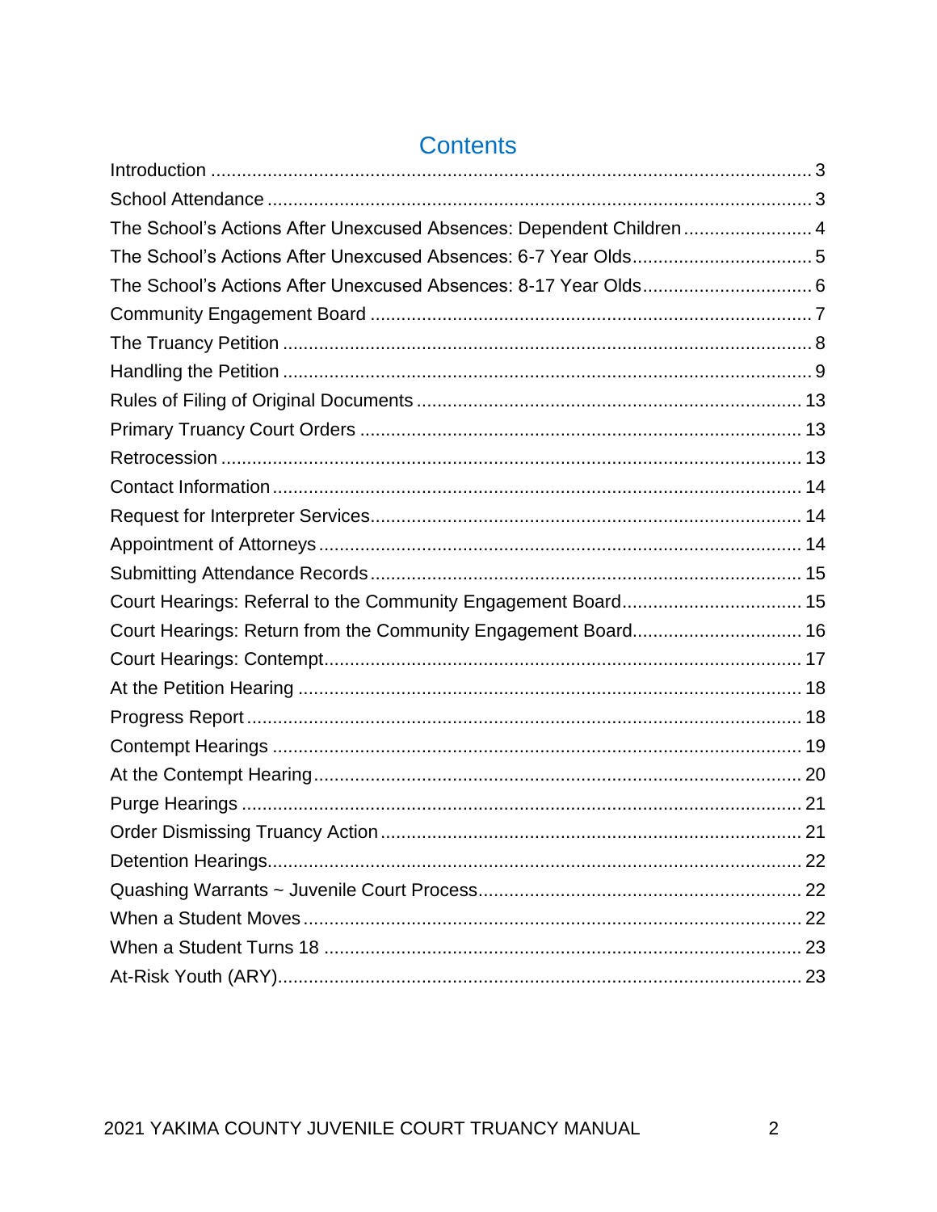# Contents

Introduction ... 3
School Attendance ... 3
The School's Actions After Unexcused Absences: Dependent Children ... 4
The School's Actions After Unexcused Absences: 6-7 Year Olds ... 5
The School's Actions After Unexcused Absences: 8-17 Year Olds ... 6
Community Engagement Board ... 7
The Truancy Petition ... 8
Handling the Petition ... 9
Rules of Filing of Original Documents ... 13
Primary Truancy Court Orders ... 13
Retrocession ... 13
Contact Information ... 14
Request for Interpreter Services ... 14
Appointment of Attorneys ... 14
Submitting Attendance Records ... 15
Court Hearings: Referral to the Community Engagement Board ... 15
Court Hearings: Return from the Community Engagement Board ... 16
Court Hearings: Contempt ... 17
At the Petition Hearing ... 18
Progress Report ... 18
Contempt Hearings ... 19
At the Contempt Hearing ... 20
Purge Hearings ... 21
Order Dismissing Truancy Action ... 21
Detention Hearings ... 22
Quashing Warrants ~ Juvenile Court Process ... 22
When a Student Moves ... 22
When a Student Turns 18 ... 23
At-Risk Youth (ARY) ... 23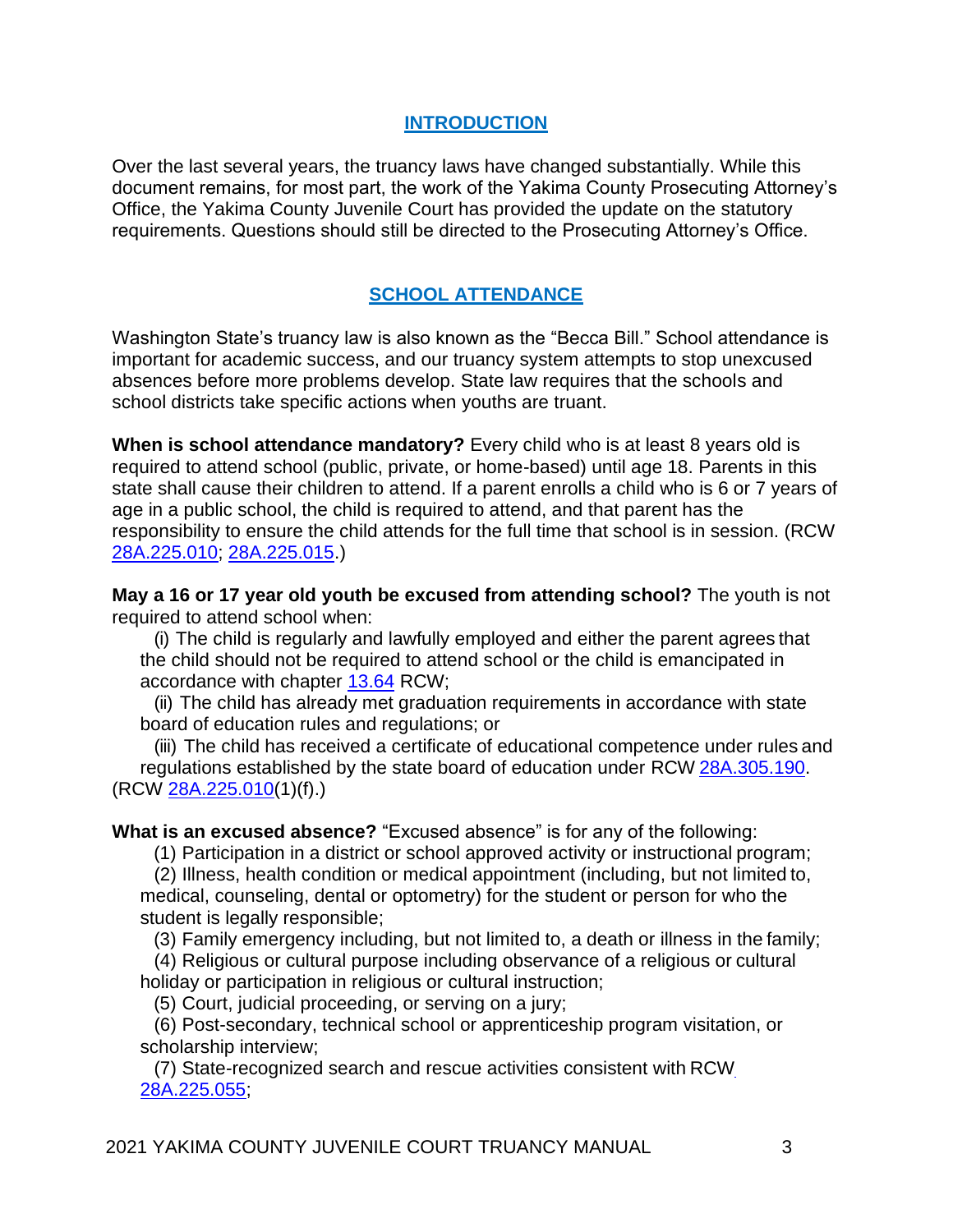## INTRODUCTION

Over the last several years, the truancy laws have changed substantially. While this document remains, for most part, the work of the Yakima County Prosecuting Attorney's Office, the Yakima County Juvenile Court has provided the update on the statutory requirements. Questions should still be directed to the Prosecuting Attorney's Office.

## SCHOOL ATTENDANCE

Washington State's truancy law is also known as the "Becca Bill." School attendance is important for academic success, and our truancy system attempts to stop unexcused absences before more problems develop. State law requires that the schools and school districts take specific actions when youths are truant.

**When is school attendance mandatory?** Every child who is at least 8 years old is required to attend school (public, private, or home-based) until age 18. Parents in this state shall cause their children to attend. If a parent enrolls a child who is 6 or 7 years of age in a public school, the child is required to attend, and that parent has the responsibility to ensure the child attends for the full time that school is in session. (RCW 28A.225.010; 28A.225.015.)

**May a 16 or 17 year old youth be excused from attending school?** The youth is not required to attend school when:

(i) The child is regularly and lawfully employed and either the parent agrees that the child should not be required to attend school or the child is emancipated in accordance with chapter 13.64 RCW;

(ii) The child has already met graduation requirements in accordance with state board of education rules and regulations; or

(iii) The child has received a certificate of educational competence under rules and regulations established by the state board of education under RCW 28A.305.190.

(RCW 28A.225.010(1)(f).)

**What is an excused absence?** "Excused absence" is for any of the following:

(1) Participation in a district or school approved activity or instructional program;

(2) Illness, health condition or medical appointment (including, but not limited to, medical, counseling, dental or optometry) for the student or person for who the student is legally responsible;

(3) Family emergency including, but not limited to, a death or illness in the family;

(4) Religious or cultural purpose including observance of a religious or cultural holiday or participation in religious or cultural instruction;

(5) Court, judicial proceeding, or serving on a jury;

(6) Post-secondary, technical school or apprenticeship program visitation, or scholarship interview;

(7) State-recognized search and rescue activities consistent with RCW 28A.225.055;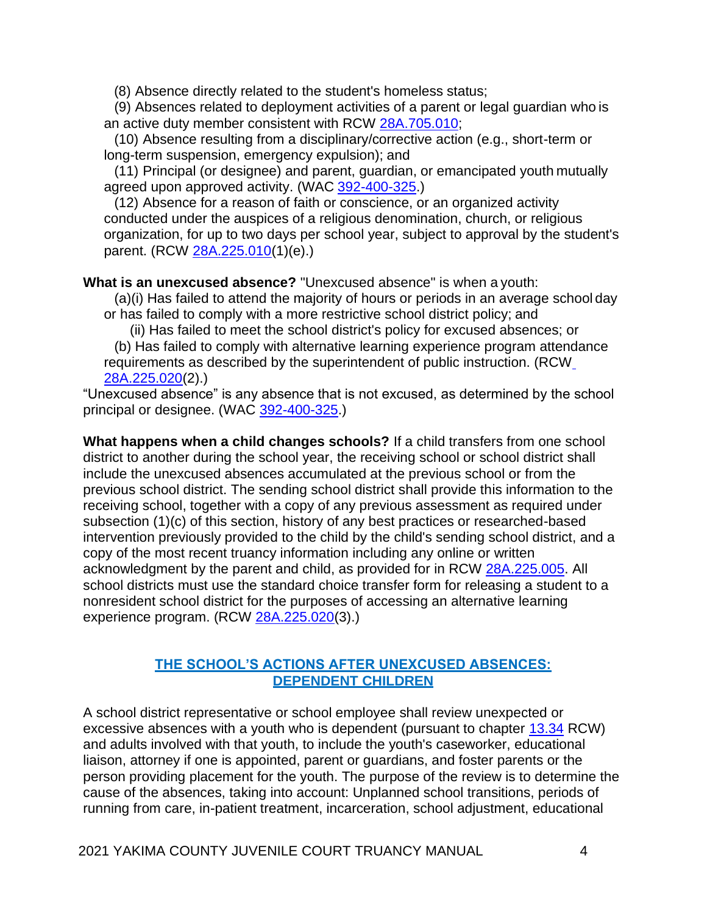(8) Absence directly related to the student's homeless status;

(9) Absences related to deployment activities of a parent or legal guardian who is an active duty member consistent with RCW 28A.705.010;

(10) Absence resulting from a disciplinary/corrective action (e.g., short-term or long-term suspension, emergency expulsion); and

(11) Principal (or designee) and parent, guardian, or emancipated youth mutually agreed upon approved activity. (WAC 392-400-325.)

(12) Absence for a reason of faith or conscience, or an organized activity conducted under the auspices of a religious denomination, church, or religious organization, for up to two days per school year, subject to approval by the student's parent. (RCW 28A.225.010(1)(e).)

**What is an unexcused absence?** "Unexcused absence" is when a youth:

(a)(i) Has failed to attend the majority of hours or periods in an average school day or has failed to comply with a more restrictive school district policy; and

(ii) Has failed to meet the school district's policy for excused absences; or

(b) Has failed to comply with alternative learning experience program attendance requirements as described by the superintendent of public instruction. (RCW 28A.225.020(2).)

"Unexcused absence" is any absence that is not excused, as determined by the school principal or designee. (WAC 392-400-325.)

**What happens when a child changes schools?** If a child transfers from one school district to another during the school year, the receiving school or school district shall include the unexcused absences accumulated at the previous school or from the previous school district. The sending school district shall provide this information to the receiving school, together with a copy of any previous assessment as required under subsection (1)(c) of this section, history of any best practices or researched-based intervention previously provided to the child by the child's sending school district, and a copy of the most recent truancy information including any online or written acknowledgment by the parent and child, as provided for in RCW 28A.225.005. All school districts must use the standard choice transfer form for releasing a student to a nonresident school district for the purposes of accessing an alternative learning experience program. (RCW 28A.225.020(3).)

## THE SCHOOL'S ACTIONS AFTER UNEXCUSED ABSENCES: DEPENDENT CHILDREN

A school district representative or school employee shall review unexpected or excessive absences with a youth who is dependent (pursuant to chapter 13.34 RCW) and adults involved with that youth, to include the youth's caseworker, educational liaison, attorney if one is appointed, parent or guardians, and foster parents or the person providing placement for the youth. The purpose of the review is to determine the cause of the absences, taking into account: Unplanned school transitions, periods of running from care, in-patient treatment, incarceration, school adjustment, educational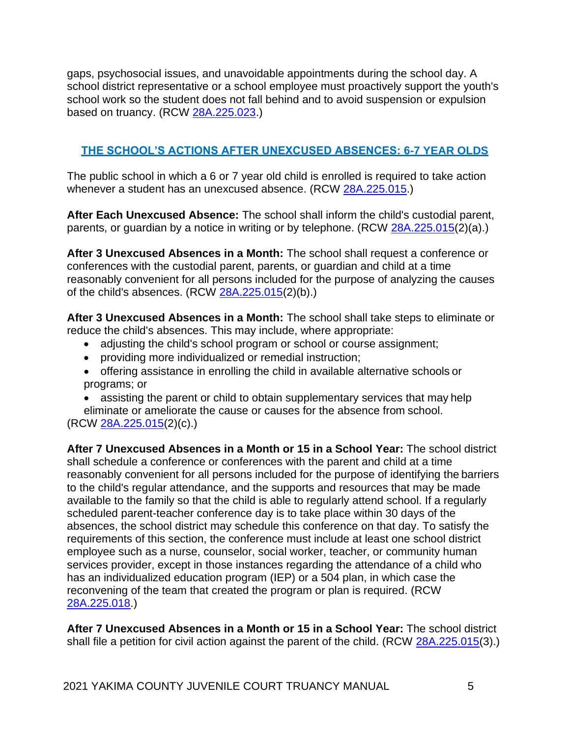gaps, psychosocial issues, and unavoidable appointments during the school day. A school district representative or a school employee must proactively support the youth's school work so the student does not fall behind and to avoid suspension or expulsion based on truancy. (RCW 28A.225.023.)

## THE SCHOOL'S ACTIONS AFTER UNEXCUSED ABSENCES: 6-7 YEAR OLDS

The public school in which a 6 or 7 year old child is enrolled is required to take action whenever a student has an unexcused absence. (RCW 28A.225.015.)

**After Each Unexcused Absence:** The school shall inform the child's custodial parent, parents, or guardian by a notice in writing or by telephone. (RCW 28A.225.015(2)(a).)

**After 3 Unexcused Absences in a Month:** The school shall request a conference or conferences with the custodial parent, parents, or guardian and child at a time reasonably convenient for all persons included for the purpose of analyzing the causes of the child's absences. (RCW 28A.225.015(2)(b).)

**After 3 Unexcused Absences in a Month:** The school shall take steps to eliminate or reduce the child's absences. This may include, where appropriate:

- adjusting the child's school program or school or course assignment;
- providing more individualized or remedial instruction;
- offering assistance in enrolling the child in available alternative schools or programs; or
- assisting the parent or child to obtain supplementary services that may help eliminate or ameliorate the cause or causes for the absence from school.

(RCW 28A.225.015(2)(c).)

**After 7 Unexcused Absences in a Month or 15 in a School Year:** The school district shall schedule a conference or conferences with the parent and child at a time reasonably convenient for all persons included for the purpose of identifying the barriers to the child's regular attendance, and the supports and resources that may be made available to the family so that the child is able to regularly attend school. If a regularly scheduled parent-teacher conference day is to take place within 30 days of the absences, the school district may schedule this conference on that day. To satisfy the requirements of this section, the conference must include at least one school district employee such as a nurse, counselor, social worker, teacher, or community human services provider, except in those instances regarding the attendance of a child who has an individualized education program (IEP) or a 504 plan, in which case the reconvening of the team that created the program or plan is required. (RCW 28A.225.018.)

**After 7 Unexcused Absences in a Month or 15 in a School Year:** The school district shall file a petition for civil action against the parent of the child. (RCW 28A.225.015(3).)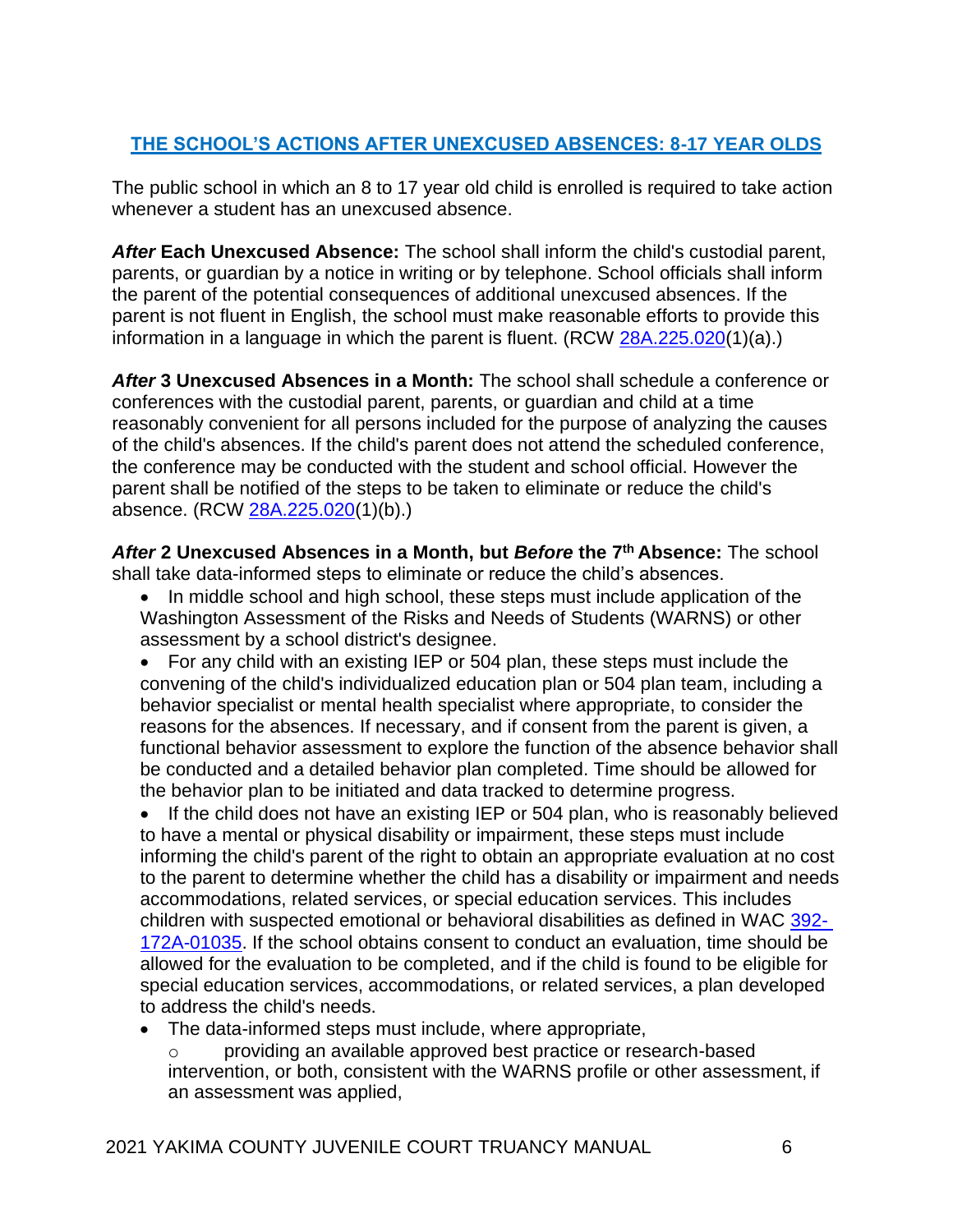## [THE SCHOOL'S ACTIONS AFTER UNEXCUSED ABSENCES: 8-17 YEAR OLDS]

The public school in which an 8 to 17 year old child is enrolled is required to take action whenever a student has an unexcused absence.

***After* Each Unexcused Absence:** The school shall inform the child's custodial parent, parents, or guardian by a notice in writing or by telephone. School officials shall inform the parent of the potential consequences of additional unexcused absences. If the parent is not fluent in English, the school must make reasonable efforts to provide this information in a language in which the parent is fluent. (RCW [28A.225.020](1)(a).)

***After* 3 Unexcused Absences in a Month:** The school shall schedule a conference or conferences with the custodial parent, parents, or guardian and child at a time reasonably convenient for all persons included for the purpose of analyzing the causes of the child's absences. If the child's parent does not attend the scheduled conference, the conference may be conducted with the student and school official. However the parent shall be notified of the steps to be taken to eliminate or reduce the child's absence. (RCW [28A.225.020](1)(b).)

***After* 2 Unexcused Absences in a Month, but *Before* the 7th Absence:** The school shall take data-informed steps to eliminate or reduce the child's absences.

- In middle school and high school, these steps must include application of the Washington Assessment of the Risks and Needs of Students (WARNS) or other assessment by a school district's designee.
- For any child with an existing IEP or 504 plan, these steps must include the convening of the child's individualized education plan or 504 plan team, including a behavior specialist or mental health specialist where appropriate, to consider the reasons for the absences. If necessary, and if consent from the parent is given, a functional behavior assessment to explore the function of the absence behavior shall be conducted and a detailed behavior plan completed. Time should be allowed for the behavior plan to be initiated and data tracked to determine progress.
- If the child does not have an existing IEP or 504 plan, who is reasonably believed to have a mental or physical disability or impairment, these steps must include informing the child's parent of the right to obtain an appropriate evaluation at no cost to the parent to determine whether the child has a disability or impairment and needs accommodations, related services, or special education services. This includes children with suspected emotional or behavioral disabilities as defined in WAC [392-172A-01035]. If the school obtains consent to conduct an evaluation, time should be allowed for the evaluation to be completed, and if the child is found to be eligible for special education services, accommodations, or related services, a plan developed to address the child's needs.
- The data-informed steps must include, where appropriate,
  - providing an available approved best practice or research-based intervention, or both, consistent with the WARNS profile or other assessment, if an assessment was applied,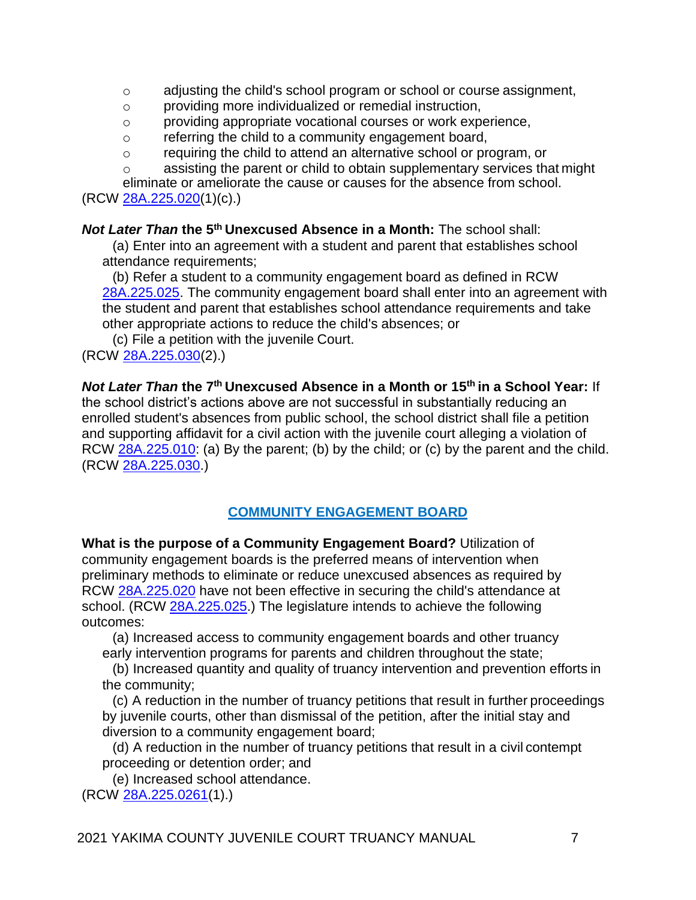- adjusting the child's school program or school or course assignment,
- providing more individualized or remedial instruction,
- providing appropriate vocational courses or work experience,
- referring the child to a community engagement board,
- requiring the child to attend an alternative school or program, or
- assisting the parent or child to obtain supplementary services that might eliminate or ameliorate the cause or causes for the absence from school.

(RCW [28A.225.020](1)(c).)

***Not Later Than* the 5th Unexcused Absence in a Month:** The school shall:

(a) Enter into an agreement with a student and parent that establishes school attendance requirements;

(b) Refer a student to a community engagement board as defined in RCW 28A.225.025. The community engagement board shall enter into an agreement with the student and parent that establishes school attendance requirements and take other appropriate actions to reduce the child's absences; or

(c) File a petition with the juvenile Court.

(RCW 28A.225.030(2).)

***Not Later Than* the 7th Unexcused Absence in a Month or 15th in a School Year:** If the school district's actions above are not successful in substantially reducing an enrolled student's absences from public school, the school district shall file a petition and supporting affidavit for a civil action with the juvenile court alleging a violation of RCW 28A.225.010: (a) By the parent; (b) by the child; or (c) by the parent and the child. (RCW 28A.225.030.)

## COMMUNITY ENGAGEMENT BOARD

**What is the purpose of a Community Engagement Board?** Utilization of community engagement boards is the preferred means of intervention when preliminary methods to eliminate or reduce unexcused absences as required by RCW 28A.225.020 have not been effective in securing the child's attendance at school. (RCW 28A.225.025.) The legislature intends to achieve the following outcomes:

(a) Increased access to community engagement boards and other truancy early intervention programs for parents and children throughout the state;

(b) Increased quantity and quality of truancy intervention and prevention efforts in the community;

(c) A reduction in the number of truancy petitions that result in further proceedings by juvenile courts, other than dismissal of the petition, after the initial stay and diversion to a community engagement board;

(d) A reduction in the number of truancy petitions that result in a civil contempt proceeding or detention order; and

(e) Increased school attendance.

(RCW 28A.225.0261(1).)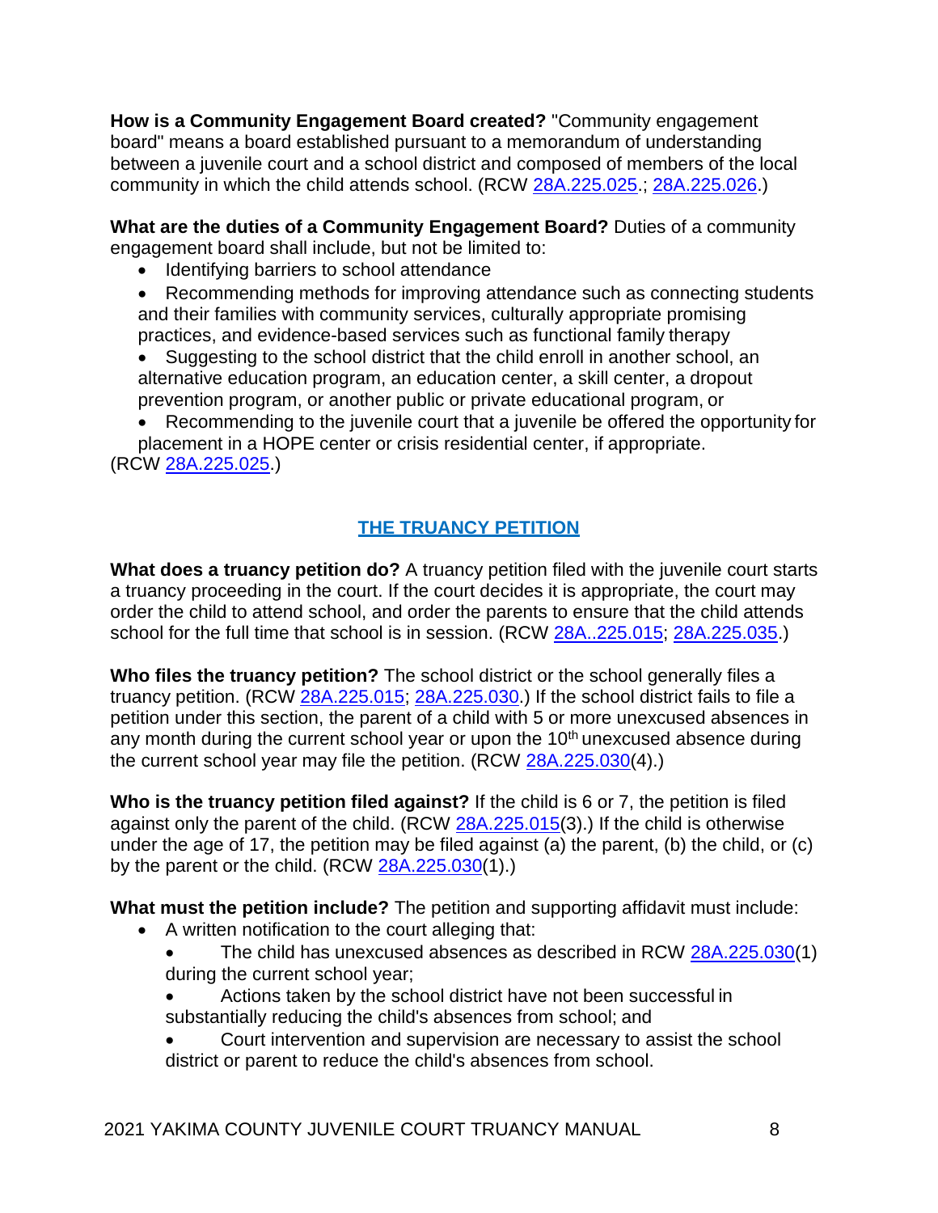**How is a Community Engagement Board created?** "Community engagement board" means a board established pursuant to a memorandum of understanding between a juvenile court and a school district and composed of members of the local community in which the child attends school. (RCW 28A.225.025.; 28A.225.026.)

**What are the duties of a Community Engagement Board?** Duties of a community engagement board shall include, but not be limited to:

- Identifying barriers to school attendance
- Recommending methods for improving attendance such as connecting students and their families with community services, culturally appropriate promising practices, and evidence-based services such as functional family therapy
- Suggesting to the school district that the child enroll in another school, an alternative education program, an education center, a skill center, a dropout prevention program, or another public or private educational program, or
- Recommending to the juvenile court that a juvenile be offered the opportunity for placement in a HOPE center or crisis residential center, if appropriate.

(RCW 28A.225.025.)

## THE TRUANCY PETITION

**What does a truancy petition do?** A truancy petition filed with the juvenile court starts a truancy proceeding in the court. If the court decides it is appropriate, the court may order the child to attend school, and order the parents to ensure that the child attends school for the full time that school is in session. (RCW 28A..225.015; 28A.225.035.)

**Who files the truancy petition?** The school district or the school generally files a truancy petition. (RCW 28A.225.015; 28A.225.030.) If the school district fails to file a petition under this section, the parent of a child with 5 or more unexcused absences in any month during the current school year or upon the 10th unexcused absence during the current school year may file the petition. (RCW 28A.225.030(4).)

**Who is the truancy petition filed against?** If the child is 6 or 7, the petition is filed against only the parent of the child. (RCW 28A.225.015(3).) If the child is otherwise under the age of 17, the petition may be filed against (a) the parent, (b) the child, or (c) by the parent or the child. (RCW 28A.225.030(1).)

**What must the petition include?** The petition and supporting affidavit must include:

- A written notification to the court alleging that:
  - The child has unexcused absences as described in RCW 28A.225.030(1) during the current school year;
  - Actions taken by the school district have not been successful in substantially reducing the child's absences from school; and
  - Court intervention and supervision are necessary to assist the school district or parent to reduce the child's absences from school.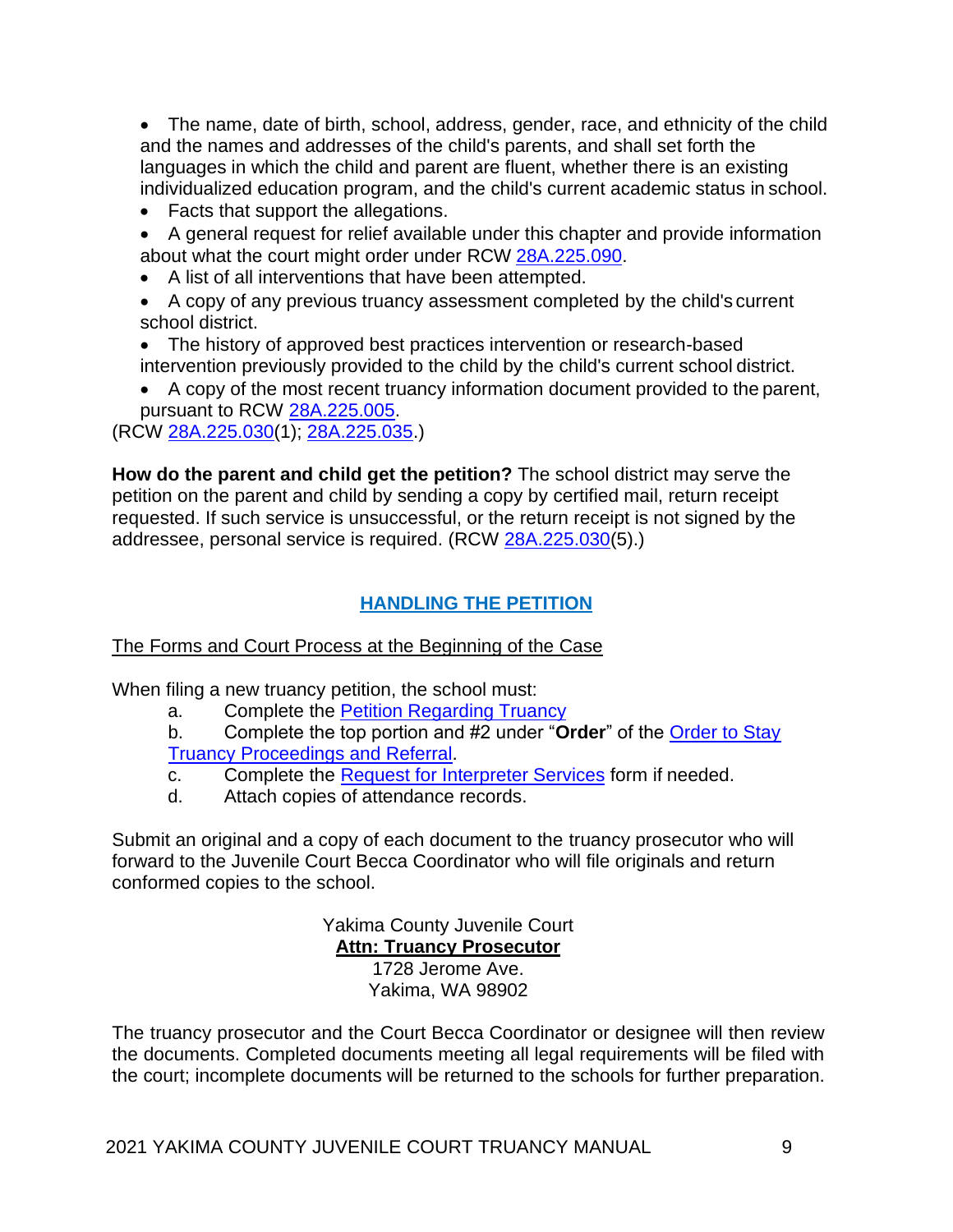- The name, date of birth, school, address, gender, race, and ethnicity of the child and the names and addresses of the child's parents, and shall set forth the languages in which the child and parent are fluent, whether there is an existing individualized education program, and the child's current academic status in school.
- Facts that support the allegations.
- A general request for relief available under this chapter and provide information about what the court might order under RCW 28A.225.090.
- A list of all interventions that have been attempted.
- A copy of any previous truancy assessment completed by the child's current school district.
- The history of approved best practices intervention or research-based intervention previously provided to the child by the child's current school district.
- A copy of the most recent truancy information document provided to the parent, pursuant to RCW 28A.225.005.

(RCW 28A.225.030(1); 28A.225.035.)

**How do the parent and child get the petition?** The school district may serve the petition on the parent and child by sending a copy by certified mail, return receipt requested. If such service is unsuccessful, or the return receipt is not signed by the addressee, personal service is required. (RCW 28A.225.030(5).)

## HANDLING THE PETITION

### The Forms and Court Process at the Beginning of the Case

When filing a new truancy petition, the school must:

a. Complete the Petition Regarding Truancy
b. Complete the top portion and #2 under "**Order**" of the Order to Stay Truancy Proceedings and Referral.
c. Complete the Request for Interpreter Services form if needed.
d. Attach copies of attendance records.

Submit an original and a copy of each document to the truancy prosecutor who will forward to the Juvenile Court Becca Coordinator who will file originals and return conformed copies to the school.

Yakima County Juvenile Court
**Attn: Truancy Prosecutor**
1728 Jerome Ave.
Yakima, WA 98902

The truancy prosecutor and the Court Becca Coordinator or designee will then review the documents. Completed documents meeting all legal requirements will be filed with the court; incomplete documents will be returned to the schools for further preparation.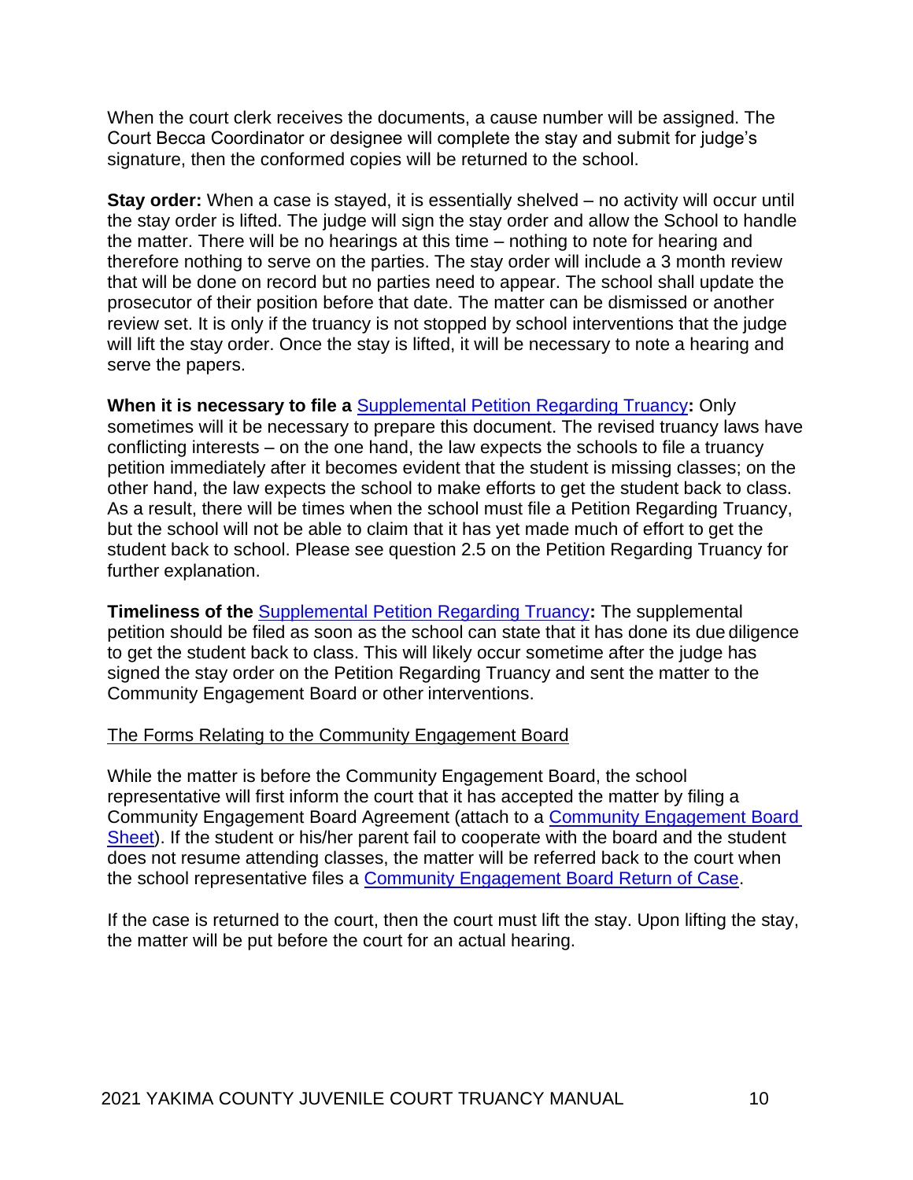When the court clerk receives the documents, a cause number will be assigned. The Court Becca Coordinator or designee will complete the stay and submit for judge's signature, then the conformed copies will be returned to the school.

**Stay order:** When a case is stayed, it is essentially shelved – no activity will occur until the stay order is lifted. The judge will sign the stay order and allow the School to handle the matter. There will be no hearings at this time – nothing to note for hearing and therefore nothing to serve on the parties. The stay order will include a 3 month review that will be done on record but no parties need to appear. The school shall update the prosecutor of their position before that date. The matter can be dismissed or another review set. It is only if the truancy is not stopped by school interventions that the judge will lift the stay order. Once the stay is lifted, it will be necessary to note a hearing and serve the papers.

**When it is necessary to file a** Supplemental Petition Regarding Truancy**:** Only sometimes will it be necessary to prepare this document. The revised truancy laws have conflicting interests – on the one hand, the law expects the schools to file a truancy petition immediately after it becomes evident that the student is missing classes; on the other hand, the law expects the school to make efforts to get the student back to class. As a result, there will be times when the school must file a Petition Regarding Truancy, but the school will not be able to claim that it has yet made much of effort to get the student back to school. Please see question 2.5 on the Petition Regarding Truancy for further explanation.

**Timeliness of the** Supplemental Petition Regarding Truancy**:** The supplemental petition should be filed as soon as the school can state that it has done its due diligence to get the student back to class. This will likely occur sometime after the judge has signed the stay order on the Petition Regarding Truancy and sent the matter to the Community Engagement Board or other interventions.

The Forms Relating to the Community Engagement Board

While the matter is before the Community Engagement Board, the school representative will first inform the court that it has accepted the matter by filing a Community Engagement Board Agreement (attach to a Community Engagement Board Sheet). If the student or his/her parent fail to cooperate with the board and the student does not resume attending classes, the matter will be referred back to the court when the school representative files a Community Engagement Board Return of Case.

If the case is returned to the court, then the court must lift the stay. Upon lifting the stay, the matter will be put before the court for an actual hearing.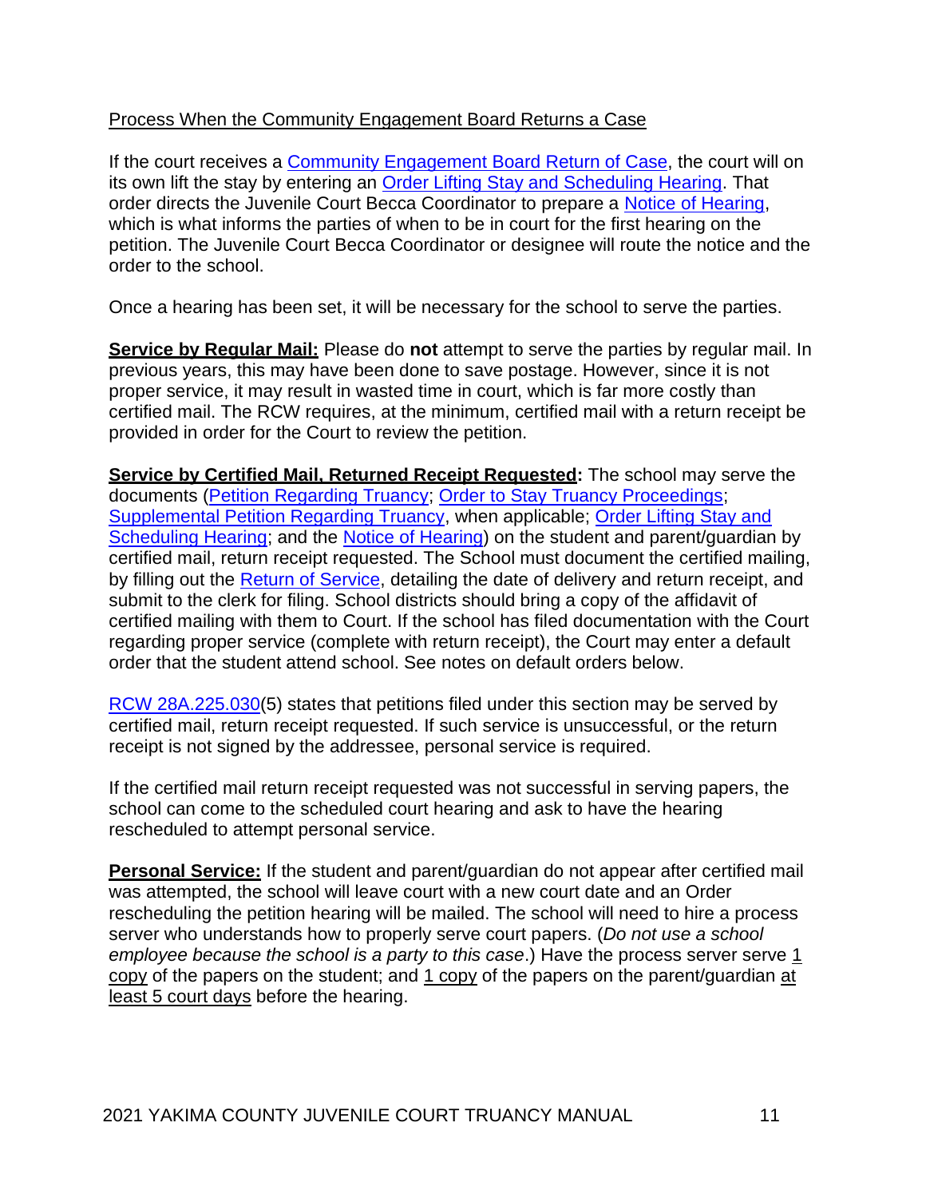Process When the Community Engagement Board Returns a Case

If the court receives a Community Engagement Board Return of Case, the court will on its own lift the stay by entering an Order Lifting Stay and Scheduling Hearing. That order directs the Juvenile Court Becca Coordinator to prepare a Notice of Hearing, which is what informs the parties of when to be in court for the first hearing on the petition. The Juvenile Court Becca Coordinator or designee will route the notice and the order to the school.

Once a hearing has been set, it will be necessary for the school to serve the parties.

**Service by Regular Mail:** Please do **not** attempt to serve the parties by regular mail. In previous years, this may have been done to save postage. However, since it is not proper service, it may result in wasted time in court, which is far more costly than certified mail. The RCW requires, at the minimum, certified mail with a return receipt be provided in order for the Court to review the petition.

**Service by Certified Mail, Returned Receipt Requested:** The school may serve the documents (Petition Regarding Truancy; Order to Stay Truancy Proceedings; Supplemental Petition Regarding Truancy, when applicable; Order Lifting Stay and Scheduling Hearing; and the Notice of Hearing) on the student and parent/guardian by certified mail, return receipt requested. The School must document the certified mailing, by filling out the Return of Service, detailing the date of delivery and return receipt, and submit to the clerk for filing. School districts should bring a copy of the affidavit of certified mailing with them to Court. If the school has filed documentation with the Court regarding proper service (complete with return receipt), the Court may enter a default order that the student attend school. See notes on default orders below.

RCW 28A.225.030(5) states that petitions filed under this section may be served by certified mail, return receipt requested. If such service is unsuccessful, or the return receipt is not signed by the addressee, personal service is required.

If the certified mail return receipt requested was not successful in serving papers, the school can come to the scheduled court hearing and ask to have the hearing rescheduled to attempt personal service.

**Personal Service:** If the student and parent/guardian do not appear after certified mail was attempted, the school will leave court with a new court date and an Order rescheduling the petition hearing will be mailed. The school will need to hire a process server who understands how to properly serve court papers. (*Do not use a school employee because the school is a party to this case*.) Have the process server serve 1 copy of the papers on the student; and 1 copy of the papers on the parent/guardian at least 5 court days before the hearing.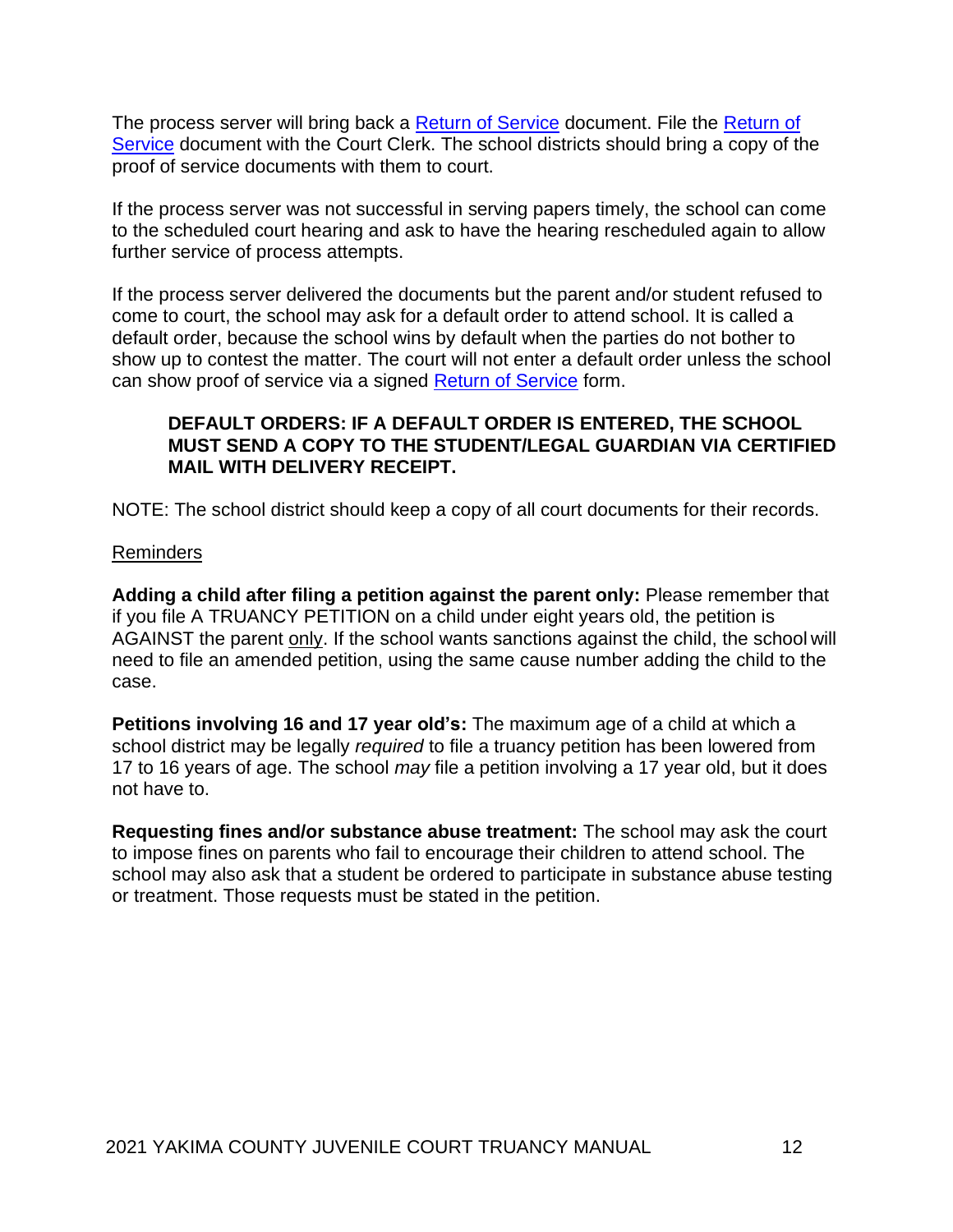The process server will bring back a Return of Service document. File the Return of Service document with the Court Clerk. The school districts should bring a copy of the proof of service documents with them to court.

If the process server was not successful in serving papers timely, the school can come to the scheduled court hearing and ask to have the hearing rescheduled again to allow further service of process attempts.

If the process server delivered the documents but the parent and/or student refused to come to court, the school may ask for a default order to attend school. It is called a default order, because the school wins by default when the parties do not bother to show up to contest the matter. The court will not enter a default order unless the school can show proof of service via a signed Return of Service form.

> **DEFAULT ORDERS: IF A DEFAULT ORDER IS ENTERED, THE SCHOOL MUST SEND A COPY TO THE STUDENT/LEGAL GUARDIAN VIA CERTIFIED MAIL WITH DELIVERY RECEIPT.**

NOTE: The school district should keep a copy of all court documents for their records.

Reminders

**Adding a child after filing a petition against the parent only:** Please remember that if you file A TRUANCY PETITION on a child under eight years old, the petition is AGAINST the parent only. If the school wants sanctions against the child, the school will need to file an amended petition, using the same cause number adding the child to the case.

**Petitions involving 16 and 17 year old's:** The maximum age of a child at which a school district may be legally *required* to file a truancy petition has been lowered from 17 to 16 years of age. The school *may* file a petition involving a 17 year old, but it does not have to.

**Requesting fines and/or substance abuse treatment:** The school may ask the court to impose fines on parents who fail to encourage their children to attend school. The school may also ask that a student be ordered to participate in substance abuse testing or treatment. Those requests must be stated in the petition.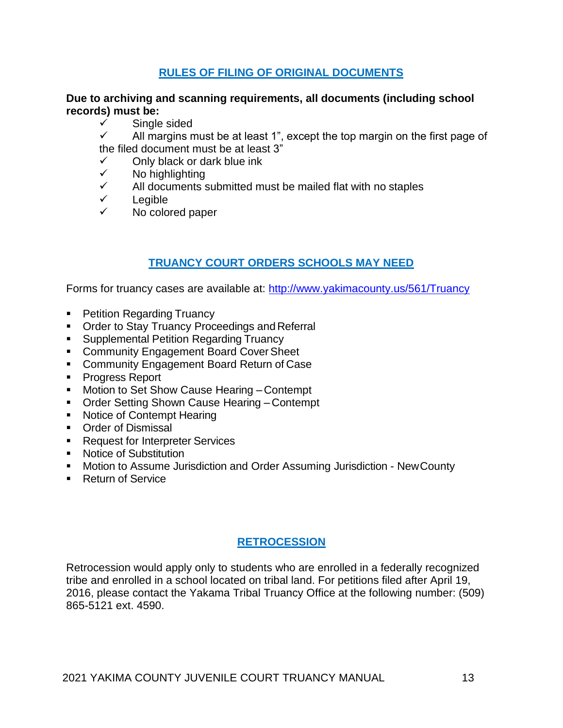## RULES OF FILING OF ORIGINAL DOCUMENTS

**Due to archiving and scanning requirements, all documents (including school records) must be:**

- ✓ Single sided
- ✓ All margins must be at least 1", except the top margin on the first page of the filed document must be at least 3"
- ✓ Only black or dark blue ink
- ✓ No highlighting
- ✓ All documents submitted must be mailed flat with no staples
- ✓ Legible
- ✓ No colored paper

## TRUANCY COURT ORDERS SCHOOLS MAY NEED

Forms for truancy cases are available at: [http://www.yakimacounty.us/561/Truancy](http://www.yakimacounty.us/561/Truancy)

- Petition Regarding Truancy
- Order to Stay Truancy Proceedings and Referral
- Supplemental Petition Regarding Truancy
- Community Engagement Board Cover Sheet
- Community Engagement Board Return of Case
- Progress Report
- Motion to Set Show Cause Hearing – Contempt
- Order Setting Shown Cause Hearing – Contempt
- Notice of Contempt Hearing
- Order of Dismissal
- Request for Interpreter Services
- Notice of Substitution
- Motion to Assume Jurisdiction and Order Assuming Jurisdiction - New County
- Return of Service

## RETROCESSION

Retrocession would apply only to students who are enrolled in a federally recognized tribe and enrolled in a school located on tribal land. For petitions filed after April 19, 2016, please contact the Yakama Tribal Truancy Office at the following number: (509) 865-5121 ext. 4590.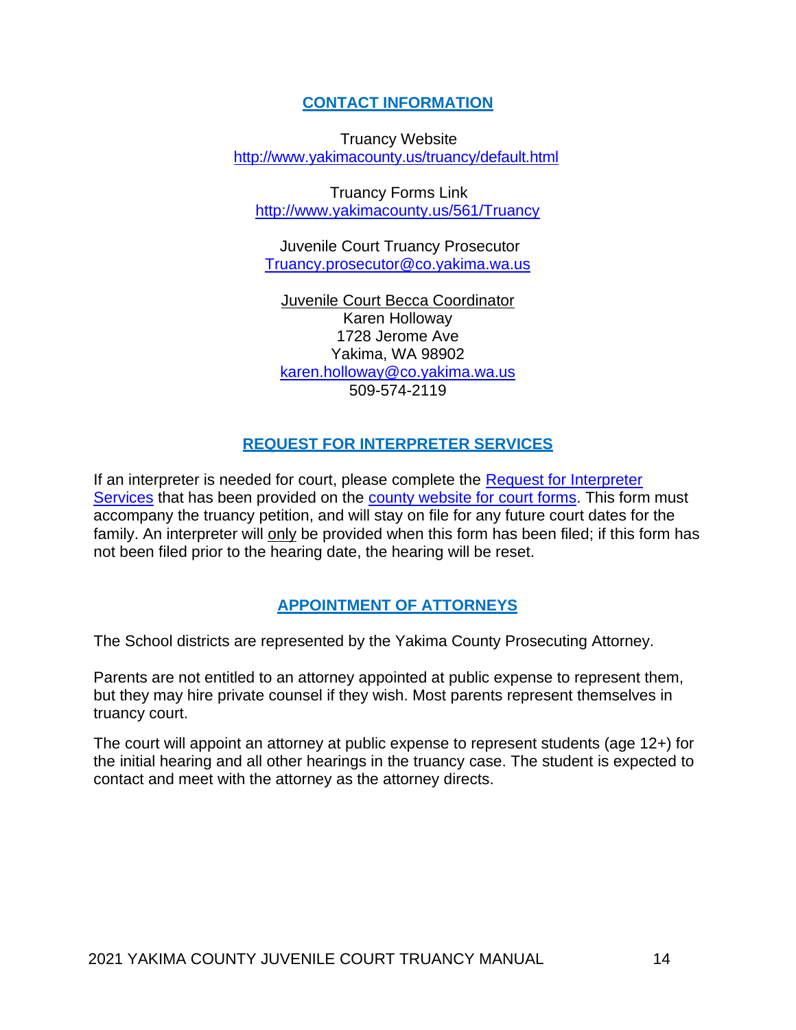## CONTACT INFORMATION

Truancy Website
http://www.yakimacounty.us/truancy/default.html

Truancy Forms Link
http://www.yakimacounty.us/561/Truancy

Juvenile Court Truancy Prosecutor
Truancy.prosecutor@co.yakima.wa.us

Juvenile Court Becca Coordinator
Karen Holloway
1728 Jerome Ave
Yakima, WA 98902
karen.holloway@co.yakima.wa.us
509-574-2119

## REQUEST FOR INTERPRETER SERVICES

If an interpreter is needed for court, please complete the Request for Interpreter Services that has been provided on the county website for court forms. This form must accompany the truancy petition, and will stay on file for any future court dates for the family. An interpreter will only be provided when this form has been filed; if this form has not been filed prior to the hearing date, the hearing will be reset.

## APPOINTMENT OF ATTORNEYS

The School districts are represented by the Yakima County Prosecuting Attorney.

Parents are not entitled to an attorney appointed at public expense to represent them, but they may hire private counsel if they wish. Most parents represent themselves in truancy court.

The court will appoint an attorney at public expense to represent students (age 12+) for the initial hearing and all other hearings in the truancy case. The student is expected to contact and meet with the attorney as the attorney directs.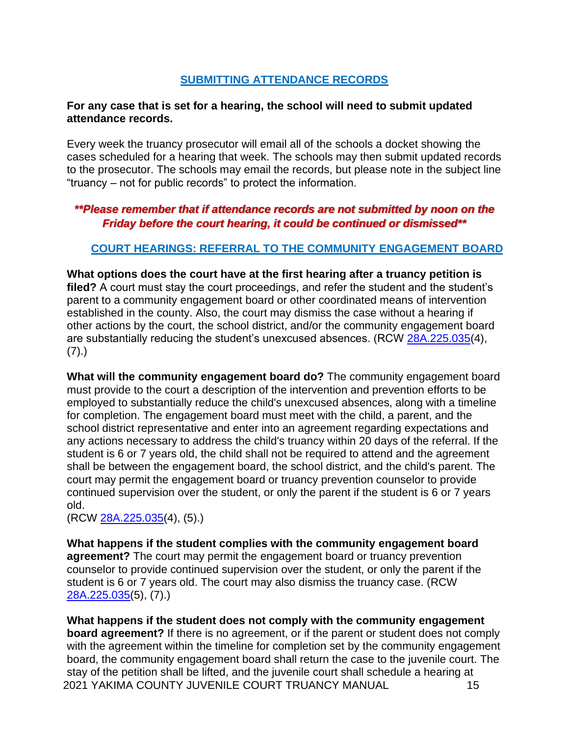## SUBMITTING ATTENDANCE RECORDS

**For any case that is set for a hearing, the school will need to submit updated attendance records.**

Every week the truancy prosecutor will email all of the schools a docket showing the cases scheduled for a hearing that week. The schools may then submit updated records to the prosecutor. The schools may email the records, but please note in the subject line "truancy – not for public records" to protect the information.

***\*\*Please remember that if attendance records are not submitted by noon on the Friday before the court hearing, it could be continued or dismissed\*\****

## COURT HEARINGS: REFERRAL TO THE COMMUNITY ENGAGEMENT BOARD

**What options does the court have at the first hearing after a truancy petition is filed?** A court must stay the court proceedings, and refer the student and the student's parent to a community engagement board or other coordinated means of intervention established in the county. Also, the court may dismiss the case without a hearing if other actions by the court, the school district, and/or the community engagement board are substantially reducing the student's unexcused absences. (RCW 28A.225.035(4), (7).)

**What will the community engagement board do?** The community engagement board must provide to the court a description of the intervention and prevention efforts to be employed to substantially reduce the child's unexcused absences, along with a timeline for completion. The engagement board must meet with the child, a parent, and the school district representative and enter into an agreement regarding expectations and any actions necessary to address the child's truancy within 20 days of the referral. If the student is 6 or 7 years old, the child shall not be required to attend and the agreement shall be between the engagement board, the school district, and the child's parent. The court may permit the engagement board or truancy prevention counselor to provide continued supervision over the student, or only the parent if the student is 6 or 7 years old.
(RCW 28A.225.035(4), (5).)

**What happens if the student complies with the community engagement board agreement?** The court may permit the engagement board or truancy prevention counselor to provide continued supervision over the student, or only the parent if the student is 6 or 7 years old. The court may also dismiss the truancy case. (RCW 28A.225.035(5), (7).)

**What happens if the student does not comply with the community engagement board agreement?** If there is no agreement, or if the parent or student does not comply with the agreement within the timeline for completion set by the community engagement board, the community engagement board shall return the case to the juvenile court. The stay of the petition shall be lifted, and the juvenile court shall schedule a hearing at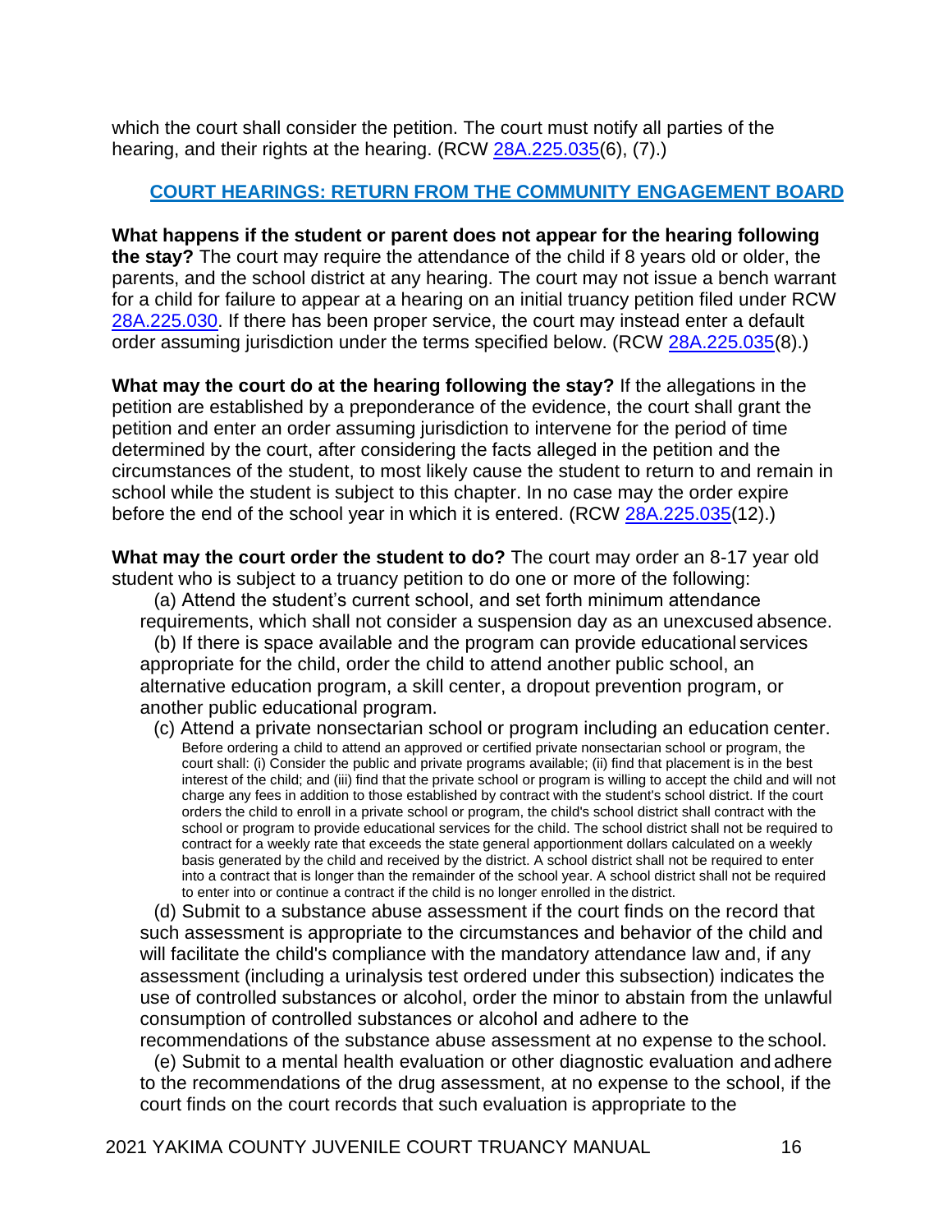which the court shall consider the petition. The court must notify all parties of the hearing, and their rights at the hearing. (RCW [28A.225.035](6), (7).)

## COURT HEARINGS: RETURN FROM THE COMMUNITY ENGAGEMENT BOARD

**What happens if the student or parent does not appear for the hearing following the stay?** The court may require the attendance of the child if 8 years old or older, the parents, and the school district at any hearing. The court may not issue a bench warrant for a child for failure to appear at a hearing on an initial truancy petition filed under RCW 28A.225.030. If there has been proper service, the court may instead enter a default order assuming jurisdiction under the terms specified below. (RCW 28A.225.035(8).)

**What may the court do at the hearing following the stay?** If the allegations in the petition are established by a preponderance of the evidence, the court shall grant the petition and enter an order assuming jurisdiction to intervene for the period of time determined by the court, after considering the facts alleged in the petition and the circumstances of the student, to most likely cause the student to return to and remain in school while the student is subject to this chapter. In no case may the order expire before the end of the school year in which it is entered. (RCW 28A.225.035(12).)

**What may the court order the student to do?** The court may order an 8-17 year old student who is subject to a truancy petition to do one or more of the following:

(a) Attend the student's current school, and set forth minimum attendance requirements, which shall not consider a suspension day as an unexcused absence.

(b) If there is space available and the program can provide educational services appropriate for the child, order the child to attend another public school, an alternative education program, a skill center, a dropout prevention program, or another public educational program.

(c) Attend a private nonsectarian school or program including an education center. Before ordering a child to attend an approved or certified private nonsectarian school or program, the court shall: (i) Consider the public and private programs available; (ii) find that placement is in the best interest of the child; and (iii) find that the private school or program is willing to accept the child and will not charge any fees in addition to those established by contract with the student's school district. If the court orders the child to enroll in a private school or program, the child's school district shall contract with the school or program to provide educational services for the child. The school district shall not be required to contract for a weekly rate that exceeds the state general apportionment dollars calculated on a weekly basis generated by the child and received by the district. A school district shall not be required to enter into a contract that is longer than the remainder of the school year. A school district shall not be required to enter into or continue a contract if the child is no longer enrolled in the district.

(d) Submit to a substance abuse assessment if the court finds on the record that such assessment is appropriate to the circumstances and behavior of the child and will facilitate the child's compliance with the mandatory attendance law and, if any assessment (including a urinalysis test ordered under this subsection) indicates the use of controlled substances or alcohol, order the minor to abstain from the unlawful consumption of controlled substances or alcohol and adhere to the recommendations of the substance abuse assessment at no expense to the school.

(e) Submit to a mental health evaluation or other diagnostic evaluation and adhere to the recommendations of the drug assessment, at no expense to the school, if the court finds on the court records that such evaluation is appropriate to the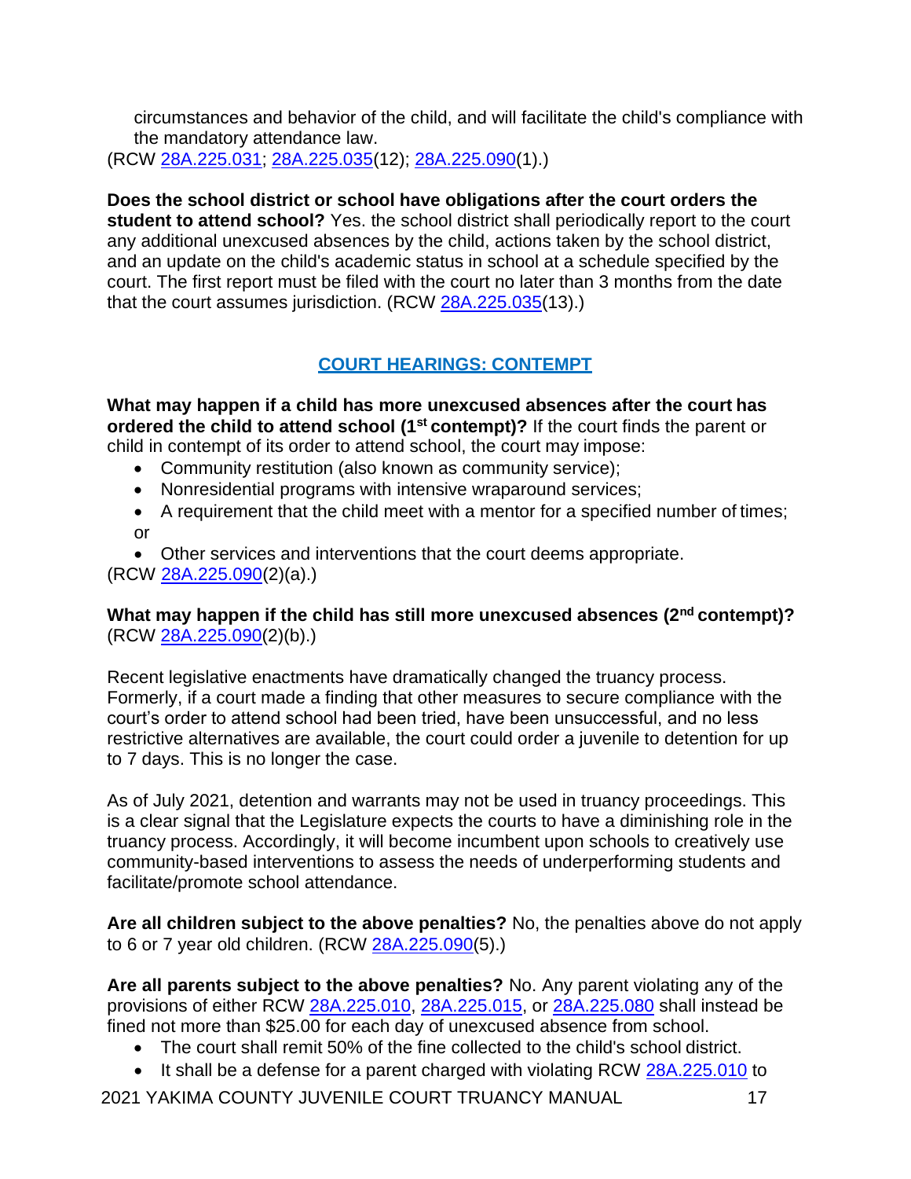circumstances and behavior of the child, and will facilitate the child's compliance with the mandatory attendance law.

(RCW 28A.225.031; 28A.225.035(12); 28A.225.090(1).)

**Does the school district or school have obligations after the court orders the student to attend school?** Yes. the school district shall periodically report to the court any additional unexcused absences by the child, actions taken by the school district, and an update on the child's academic status in school at a schedule specified by the court. The first report must be filed with the court no later than 3 months from the date that the court assumes jurisdiction. (RCW 28A.225.035(13).)

## COURT HEARINGS: CONTEMPT

**What may happen if a child has more unexcused absences after the court has ordered the child to attend school (1st contempt)?** If the court finds the parent or child in contempt of its order to attend school, the court may impose:

- Community restitution (also known as community service);
- Nonresidential programs with intensive wraparound services;
- A requirement that the child meet with a mentor for a specified number of times; or
- Other services and interventions that the court deems appropriate.

(RCW 28A.225.090(2)(a).)

**What may happen if the child has still more unexcused absences (2nd contempt)?** (RCW 28A.225.090(2)(b).)

Recent legislative enactments have dramatically changed the truancy process. Formerly, if a court made a finding that other measures to secure compliance with the court's order to attend school had been tried, have been unsuccessful, and no less restrictive alternatives are available, the court could order a juvenile to detention for up to 7 days. This is no longer the case.

As of July 2021, detention and warrants may not be used in truancy proceedings. This is a clear signal that the Legislature expects the courts to have a diminishing role in the truancy process. Accordingly, it will become incumbent upon schools to creatively use community-based interventions to assess the needs of underperforming students and facilitate/promote school attendance.

**Are all children subject to the above penalties?** No, the penalties above do not apply to 6 or 7 year old children. (RCW 28A.225.090(5).)

**Are all parents subject to the above penalties?** No. Any parent violating any of the provisions of either RCW 28A.225.010, 28A.225.015, or 28A.225.080 shall instead be fined not more than $25.00 for each day of unexcused absence from school.

- The court shall remit 50% of the fine collected to the child's school district.
- It shall be a defense for a parent charged with violating RCW 28A.225.010 to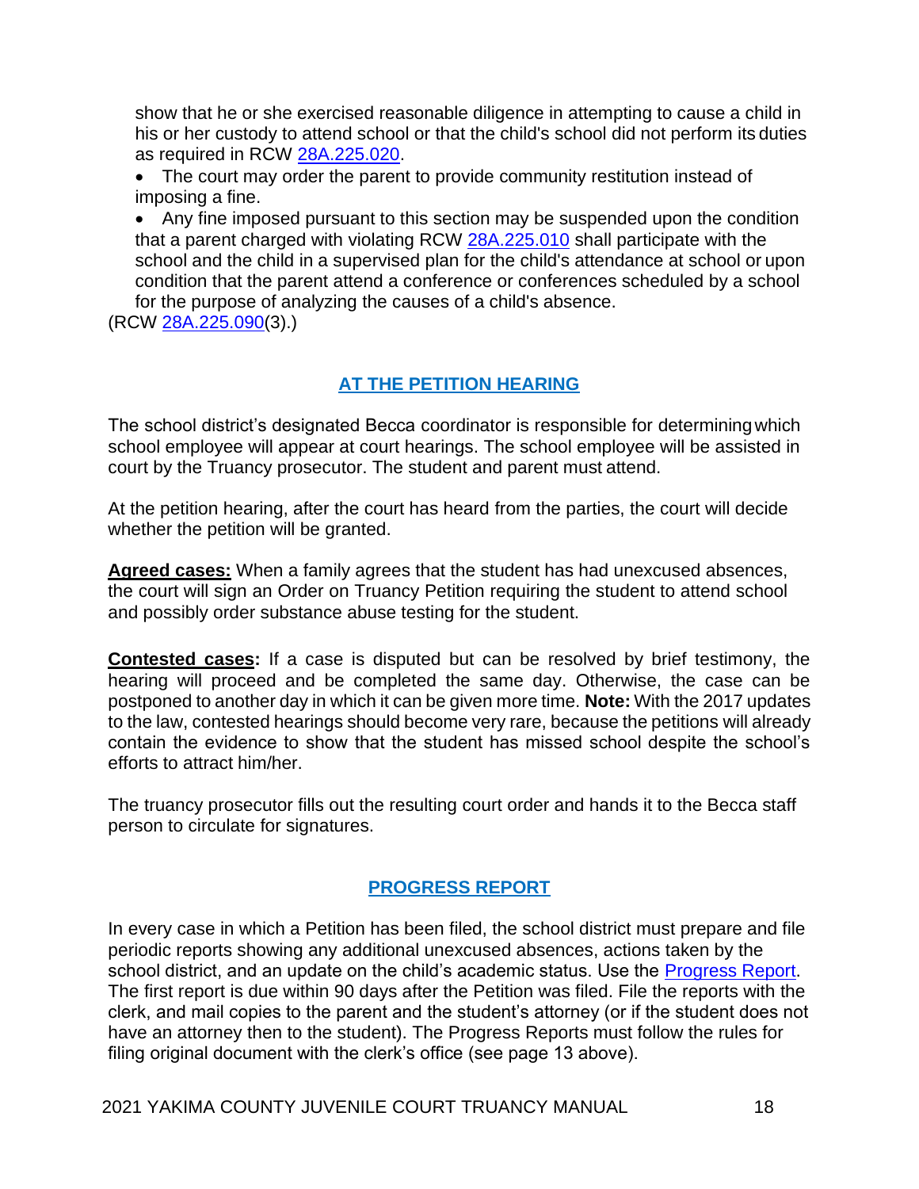show that he or she exercised reasonable diligence in attempting to cause a child in his or her custody to attend school or that the child's school did not perform its duties as required in RCW [28A.225.020](#).

- The court may order the parent to provide community restitution instead of imposing a fine.
- Any fine imposed pursuant to this section may be suspended upon the condition that a parent charged with violating RCW [28A.225.010](#) shall participate with the school and the child in a supervised plan for the child's attendance at school or upon condition that the parent attend a conference or conferences scheduled by a school for the purpose of analyzing the causes of a child's absence.

(RCW [28A.225.090](#)(3).)

## AT THE PETITION HEARING

The school district's designated Becca coordinator is responsible for determining which school employee will appear at court hearings. The school employee will be assisted in court by the Truancy prosecutor. The student and parent must attend.

At the petition hearing, after the court has heard from the parties, the court will decide whether the petition will be granted.

**Agreed cases:** When a family agrees that the student has had unexcused absences, the court will sign an Order on Truancy Petition requiring the student to attend school and possibly order substance abuse testing for the student.

**Contested cases:** If a case is disputed but can be resolved by brief testimony, the hearing will proceed and be completed the same day. Otherwise, the case can be postponed to another day in which it can be given more time. **Note:** With the 2017 updates to the law, contested hearings should become very rare, because the petitions will already contain the evidence to show that the student has missed school despite the school's efforts to attract him/her.

The truancy prosecutor fills out the resulting court order and hands it to the Becca staff person to circulate for signatures.

## PROGRESS REPORT

In every case in which a Petition has been filed, the school district must prepare and file periodic reports showing any additional unexcused absences, actions taken by the school district, and an update on the child's academic status. Use the [Progress Report](#). The first report is due within 90 days after the Petition was filed. File the reports with the clerk, and mail copies to the parent and the student's attorney (or if the student does not have an attorney then to the student). The Progress Reports must follow the rules for filing original document with the clerk's office (see page 13 above).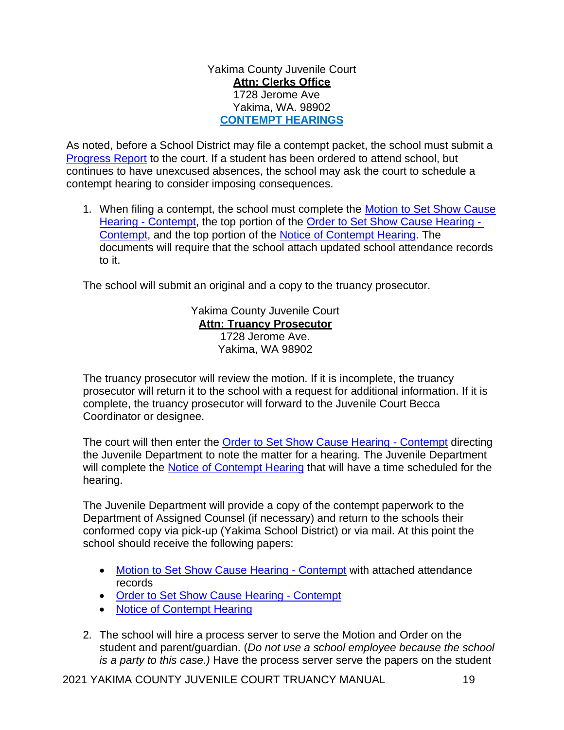Yakima County Juvenile Court
**Attn: Clerks Office**
1728 Jerome Ave
Yakima, WA. 98902

## CONTEMPT HEARINGS

As noted, before a School District may file a contempt packet, the school must submit a Progress Report to the court. If a student has been ordered to attend school, but continues to have unexcused absences, the school may ask the court to schedule a contempt hearing to consider imposing consequences.

1. When filing a contempt, the school must complete the Motion to Set Show Cause Hearing - Contempt, the top portion of the Order to Set Show Cause Hearing - Contempt, and the top portion of the Notice of Contempt Hearing. The documents will require that the school attach updated school attendance records to it.

   The school will submit an original and a copy to the truancy prosecutor.

   Yakima County Juvenile Court
   **Attn: Truancy Prosecutor**
   1728 Jerome Ave.
   Yakima, WA 98902

   The truancy prosecutor will review the motion. If it is incomplete, the truancy prosecutor will return it to the school with a request for additional information. If it is complete, the truancy prosecutor will forward to the Juvenile Court Becca Coordinator or designee.

   The court will then enter the Order to Set Show Cause Hearing - Contempt directing the Juvenile Department to note the matter for a hearing. The Juvenile Department will complete the Notice of Contempt Hearing that will have a time scheduled for the hearing.

   The Juvenile Department will provide a copy of the contempt paperwork to the Department of Assigned Counsel (if necessary) and return to the schools their conformed copy via pick-up (Yakima School District) or via mail. At this point the school should receive the following papers:

   - Motion to Set Show Cause Hearing - Contempt with attached attendance records
   - Order to Set Show Cause Hearing - Contempt
   - Notice of Contempt Hearing

2. The school will hire a process server to serve the Motion and Order on the student and parent/guardian. (*Do not use a school employee because the school is a party to this case.)* Have the process server serve the papers on the student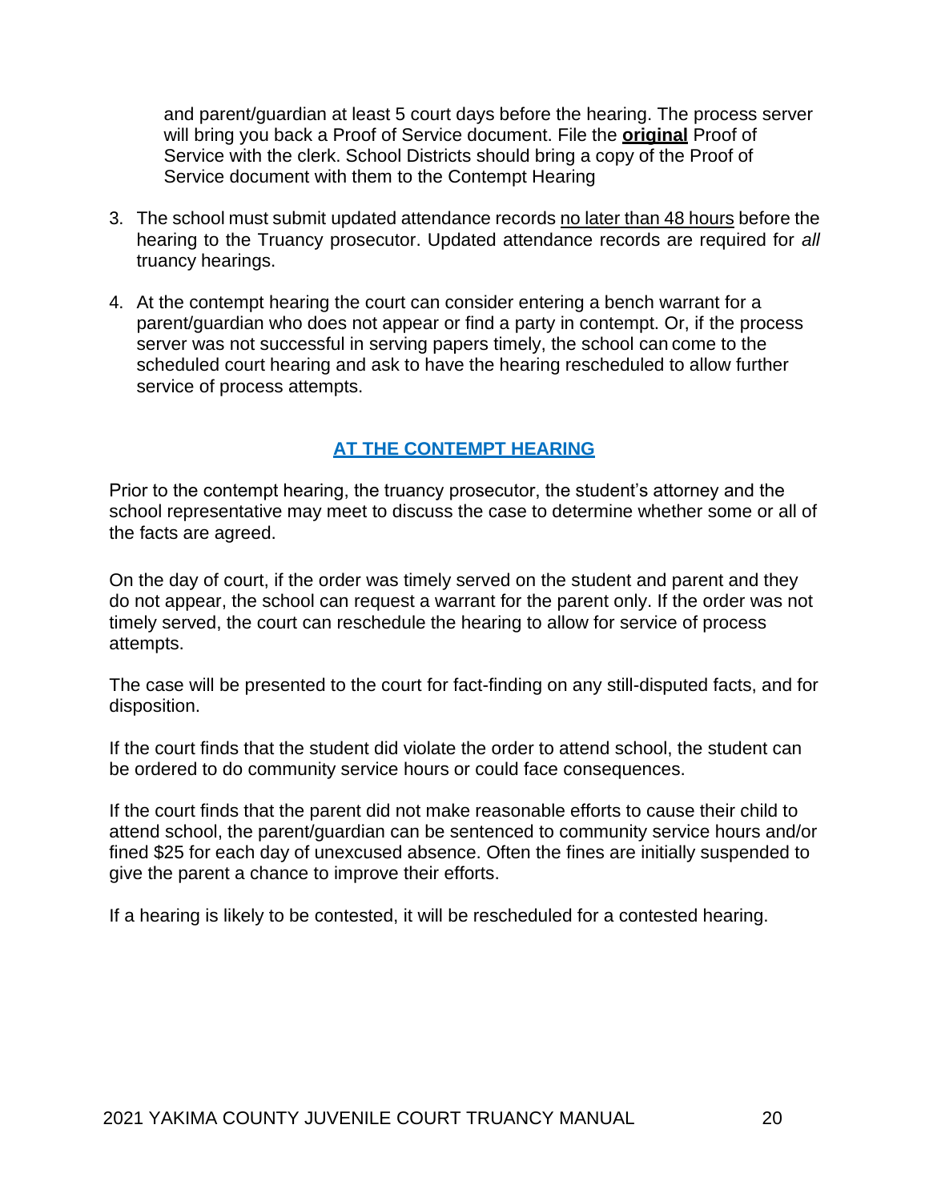and parent/guardian at least 5 court days before the hearing. The process server will bring you back a Proof of Service document. File the **original** Proof of Service with the clerk. School Districts should bring a copy of the Proof of Service document with them to the Contempt Hearing

3. The school must submit updated attendance records no later than 48 hours before the hearing to the Truancy prosecutor. Updated attendance records are required for *all* truancy hearings.

4. At the contempt hearing the court can consider entering a bench warrant for a parent/guardian who does not appear or find a party in contempt. Or, if the process server was not successful in serving papers timely, the school can come to the scheduled court hearing and ask to have the hearing rescheduled to allow further service of process attempts.

## AT THE CONTEMPT HEARING

Prior to the contempt hearing, the truancy prosecutor, the student's attorney and the school representative may meet to discuss the case to determine whether some or all of the facts are agreed.

On the day of court, if the order was timely served on the student and parent and they do not appear, the school can request a warrant for the parent only. If the order was not timely served, the court can reschedule the hearing to allow for service of process attempts.

The case will be presented to the court for fact-finding on any still-disputed facts, and for disposition.

If the court finds that the student did violate the order to attend school, the student can be ordered to do community service hours or could face consequences.

If the court finds that the parent did not make reasonable efforts to cause their child to attend school, the parent/guardian can be sentenced to community service hours and/or fined $25 for each day of unexcused absence. Often the fines are initially suspended to give the parent a chance to improve their efforts.

If a hearing is likely to be contested, it will be rescheduled for a contested hearing.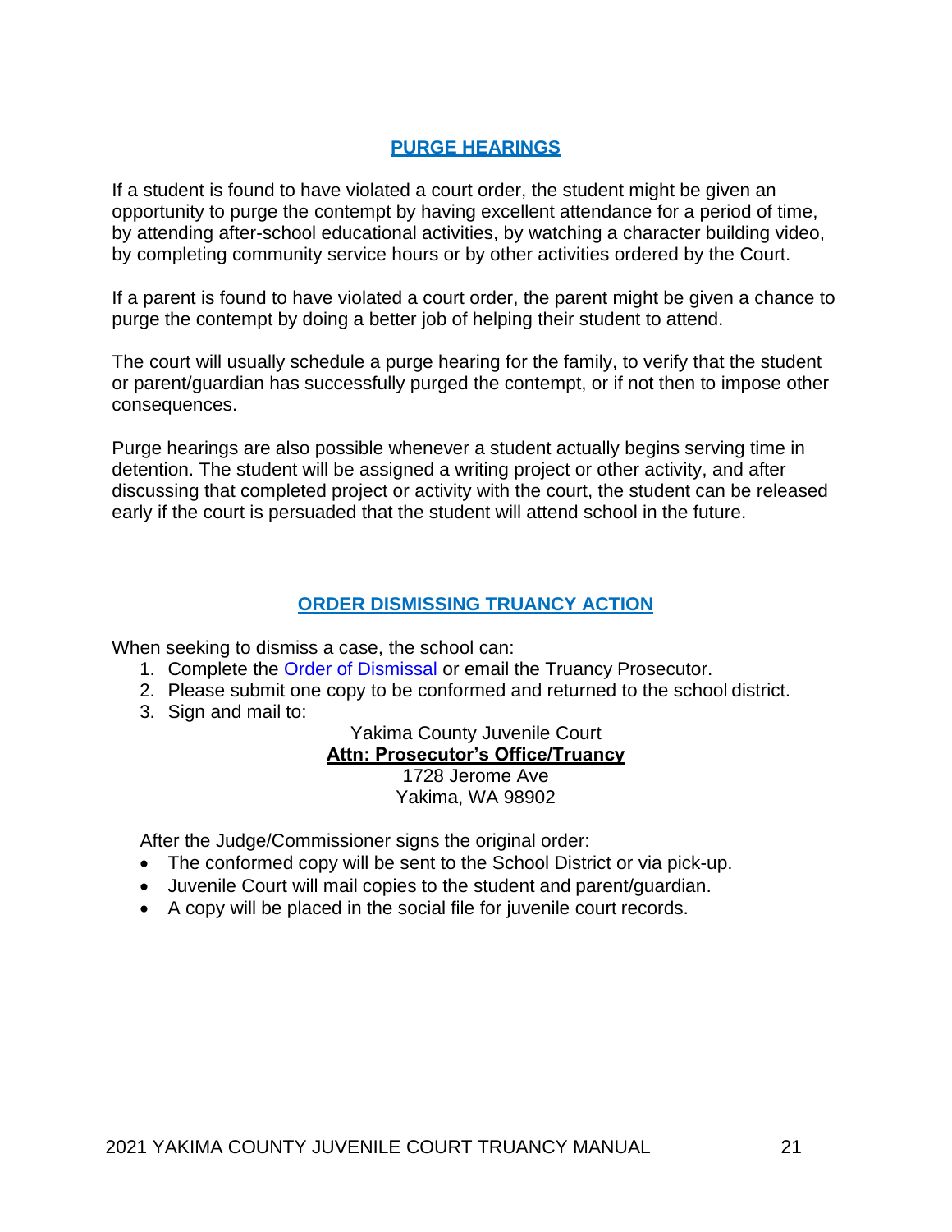## PURGE HEARINGS

If a student is found to have violated a court order, the student might be given an opportunity to purge the contempt by having excellent attendance for a period of time, by attending after-school educational activities, by watching a character building video, by completing community service hours or by other activities ordered by the Court.

If a parent is found to have violated a court order, the parent might be given a chance to purge the contempt by doing a better job of helping their student to attend.

The court will usually schedule a purge hearing for the family, to verify that the student or parent/guardian has successfully purged the contempt, or if not then to impose other consequences.

Purge hearings are also possible whenever a student actually begins serving time in detention. The student will be assigned a writing project or other activity, and after discussing that completed project or activity with the court, the student can be released early if the court is persuaded that the student will attend school in the future.

## ORDER DISMISSING TRUANCY ACTION

When seeking to dismiss a case, the school can:

1. Complete the Order of Dismissal or email the Truancy Prosecutor.
2. Please submit one copy to be conformed and returned to the school district.
3. Sign and mail to:

Yakima County Juvenile Court
**Attn: Prosecutor's Office/Truancy**
1728 Jerome Ave
Yakima, WA 98902

After the Judge/Commissioner signs the original order:

- The conformed copy will be sent to the School District or via pick-up.
- Juvenile Court will mail copies to the student and parent/guardian.
- A copy will be placed in the social file for juvenile court records.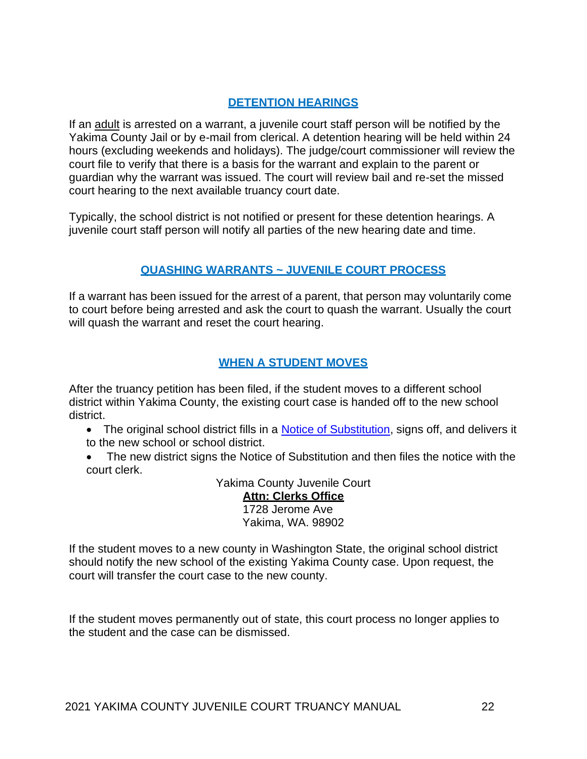## DETENTION HEARINGS

If an adult is arrested on a warrant, a juvenile court staff person will be notified by the Yakima County Jail or by e-mail from clerical. A detention hearing will be held within 24 hours (excluding weekends and holidays). The judge/court commissioner will review the court file to verify that there is a basis for the warrant and explain to the parent or guardian why the warrant was issued. The court will review bail and re-set the missed court hearing to the next available truancy court date.

Typically, the school district is not notified or present for these detention hearings. A juvenile court staff person will notify all parties of the new hearing date and time.

## QUASHING WARRANTS ~ JUVENILE COURT PROCESS

If a warrant has been issued for the arrest of a parent, that person may voluntarily come to court before being arrested and ask the court to quash the warrant. Usually the court will quash the warrant and reset the court hearing.

## WHEN A STUDENT MOVES

After the truancy petition has been filed, if the student moves to a different school district within Yakima County, the existing court case is handed off to the new school district.

- The original school district fills in a Notice of Substitution, signs off, and delivers it to the new school or school district.
- The new district signs the Notice of Substitution and then files the notice with the court clerk.

Yakima County Juvenile Court
**Attn: Clerks Office**
1728 Jerome Ave
Yakima, WA. 98902

If the student moves to a new county in Washington State, the original school district should notify the new school of the existing Yakima County case. Upon request, the court will transfer the court case to the new county.

If the student moves permanently out of state, this court process no longer applies to the student and the case can be dismissed.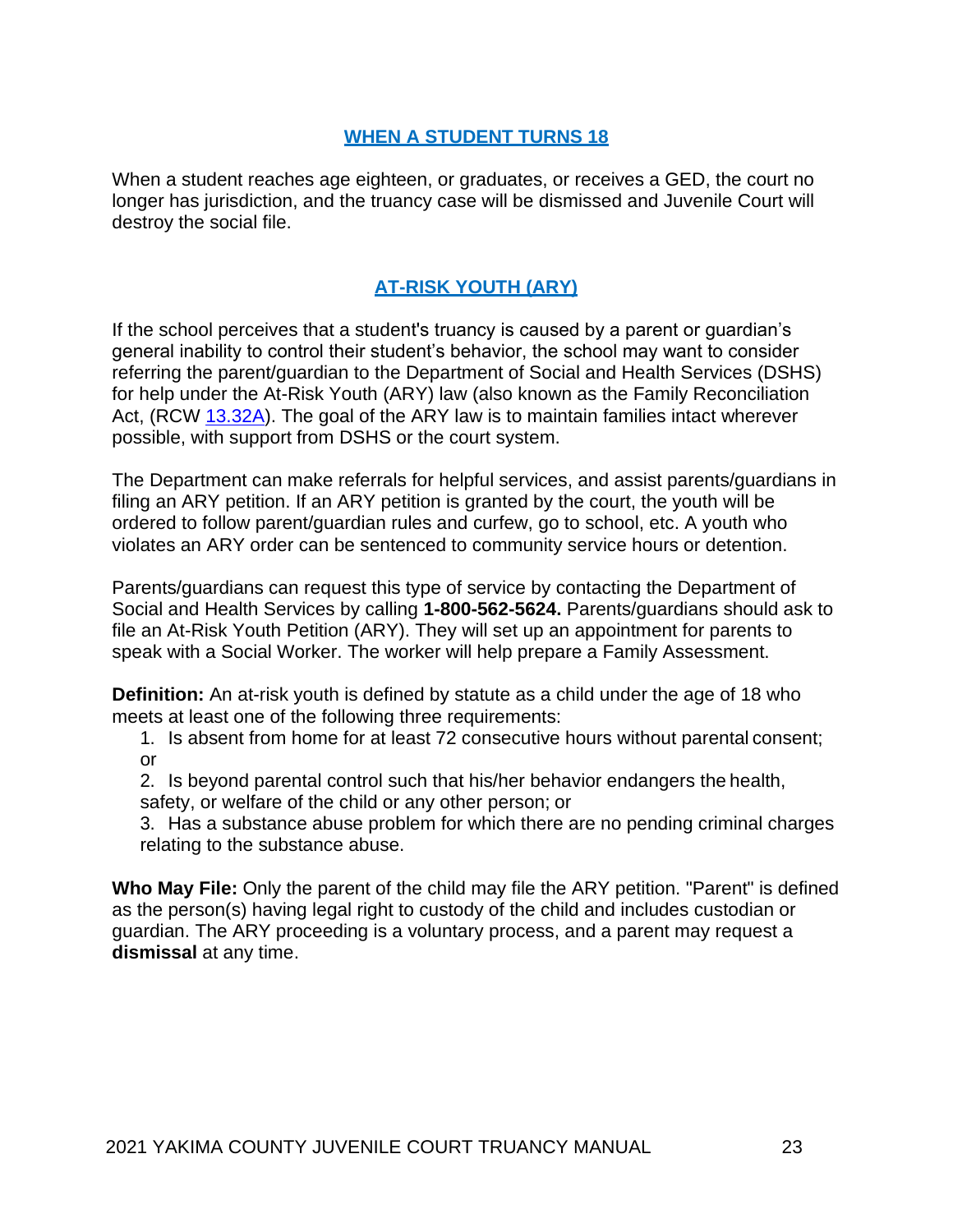## WHEN A STUDENT TURNS 18

When a student reaches age eighteen, or graduates, or receives a GED, the court no longer has jurisdiction, and the truancy case will be dismissed and Juvenile Court will destroy the social file.

## AT-RISK YOUTH (ARY)

If the school perceives that a student's truancy is caused by a parent or guardian's general inability to control their student's behavior, the school may want to consider referring the parent/guardian to the Department of Social and Health Services (DSHS) for help under the At-Risk Youth (ARY) law (also known as the Family Reconciliation Act, (RCW 13.32A). The goal of the ARY law is to maintain families intact wherever possible, with support from DSHS or the court system.

The Department can make referrals for helpful services, and assist parents/guardians in filing an ARY petition. If an ARY petition is granted by the court, the youth will be ordered to follow parent/guardian rules and curfew, go to school, etc. A youth who violates an ARY order can be sentenced to community service hours or detention.

Parents/guardians can request this type of service by contacting the Department of Social and Health Services by calling **1-800-562-5624.** Parents/guardians should ask to file an At-Risk Youth Petition (ARY). They will set up an appointment for parents to speak with a Social Worker. The worker will help prepare a Family Assessment.

**Definition:** An at-risk youth is defined by statute as a child under the age of 18 who meets at least one of the following three requirements:

1. Is absent from home for at least 72 consecutive hours without parental consent; or
2. Is beyond parental control such that his/her behavior endangers the health, safety, or welfare of the child or any other person; or
3. Has a substance abuse problem for which there are no pending criminal charges relating to the substance abuse.

**Who May File:** Only the parent of the child may file the ARY petition. "Parent" is defined as the person(s) having legal right to custody of the child and includes custodian or guardian. The ARY proceeding is a voluntary process, and a parent may request a **dismissal** at any time.